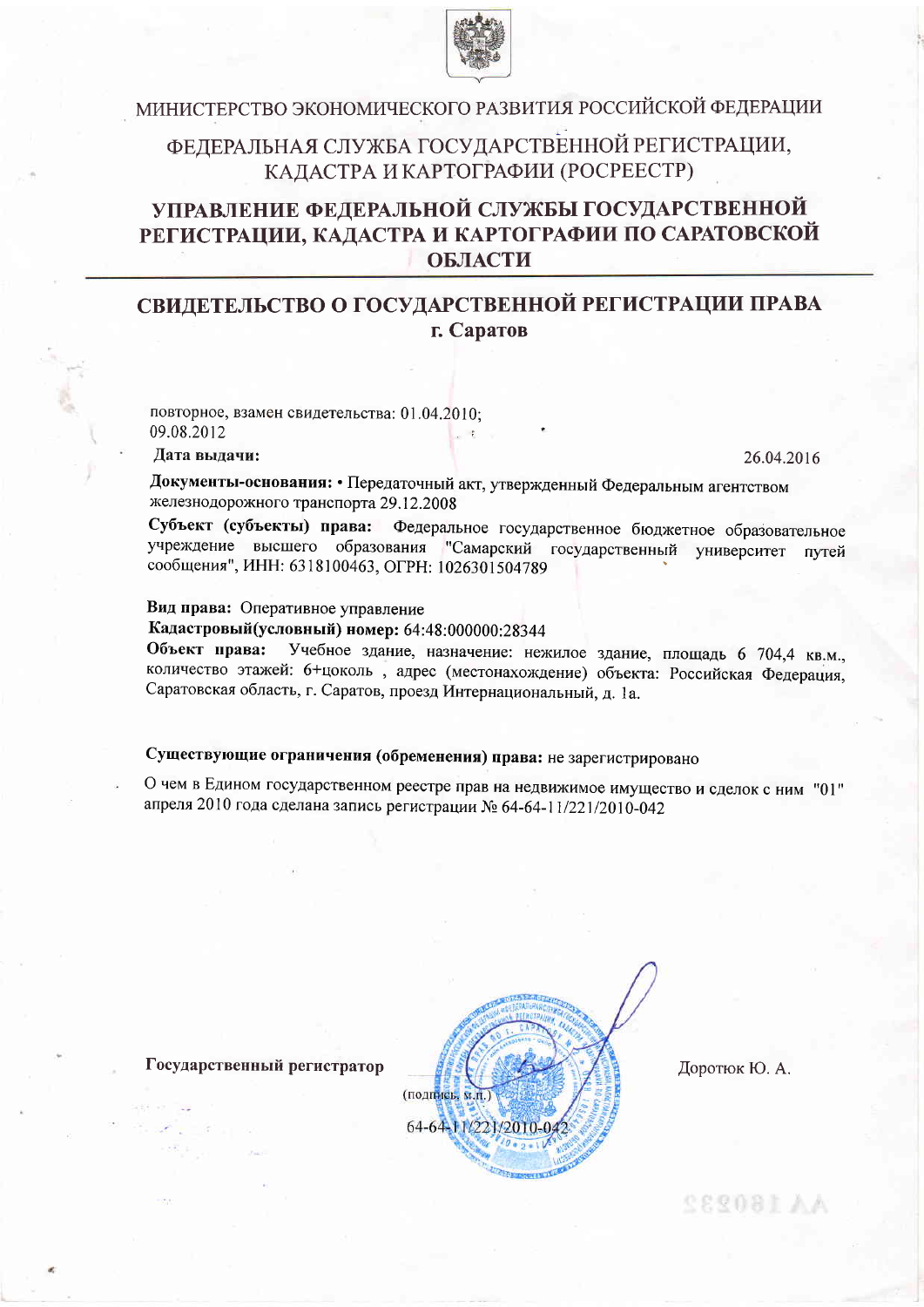МИНИСТЕРСТВО ЭКОНОМИЧЕСКОГО РАЗВИТИЯ РОССИЙСКОЙ ФЕДЕРАЦИИ

ФЕДЕРАЛЬНАЯ СЛУЖБА ГОСУДАРСТВЕННОЙ РЕГИСТРАЦИИ, КАДАСТРА И КАРТОГРАФИИ (РОСРЕЕСТР)

**УПРАВЛЕНИЕ ФЕДЕРАЛЬНОЙ СЛУЖБЫ ГОСУДАРСТВЕННОЙ РЕГИСТРАЦИИ, КАДАСТРА И КАРТОГРАФИИ ПО САРАТОВСКОЙ ОБЛАСТИ**

# СВИДЕТЕЛЬСТВО О ГОСУДАРСТВЕННОЙ РЕГИСТРАЦИИ ПРАВА

**г. Саратов**

повторное, взамен свидетельства: 01.04.2010;
09.08.2012

**Дата выдачи:** 26.04.2016

**Документы-основания:** • Передаточный акт, утвержденный Федеральным агентством железнодорожного транспорта 29.12.2008

**Субъект (субъекты) права:** Федеральное государственное бюджетное образовательное учреждение высшего образования "Самарский государственный университет путей сообщения", ИНН: 6318100463, ОГРН: 1026301504789

**Вид права:** Оперативное управление

**Кадастровый(условный) номер:** 64:48:000000:28344

**Объект права:** Учебное здание, назначение: нежилое здание, площадь 6 704,4 кв.м., количество этажей: 6+цоколь , адрес (местонахождение) объекта: Российская Федерация, Саратовская область, г. Саратов, проезд Интернациональный, д. 1а.

**Существующие ограничения (обременения) права:** не зарегистрировано

О чем в Едином государственном реестре прав на недвижимое имущество и сделок с ним "01" апреля 2010 года сделана запись регистрации № 64-64-11/221/2010-042

**Государственный регистратор** (подпись, м.п.) Доротюк Ю. А.

64-64-11/221/2010-042

АА 180232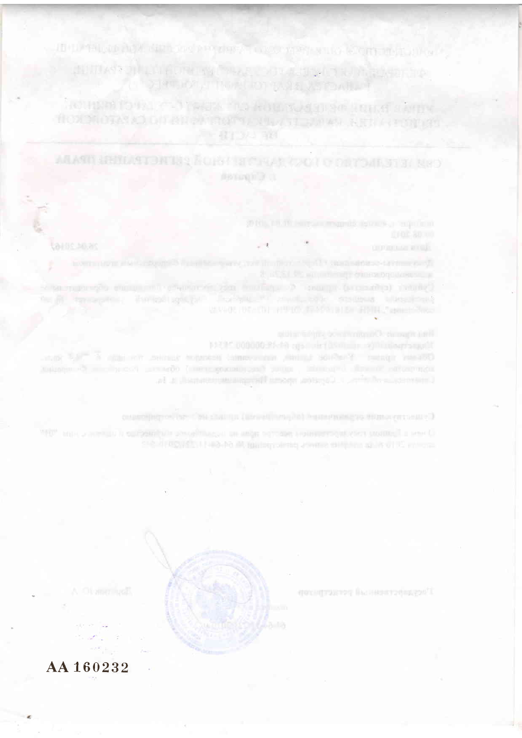АА 160232